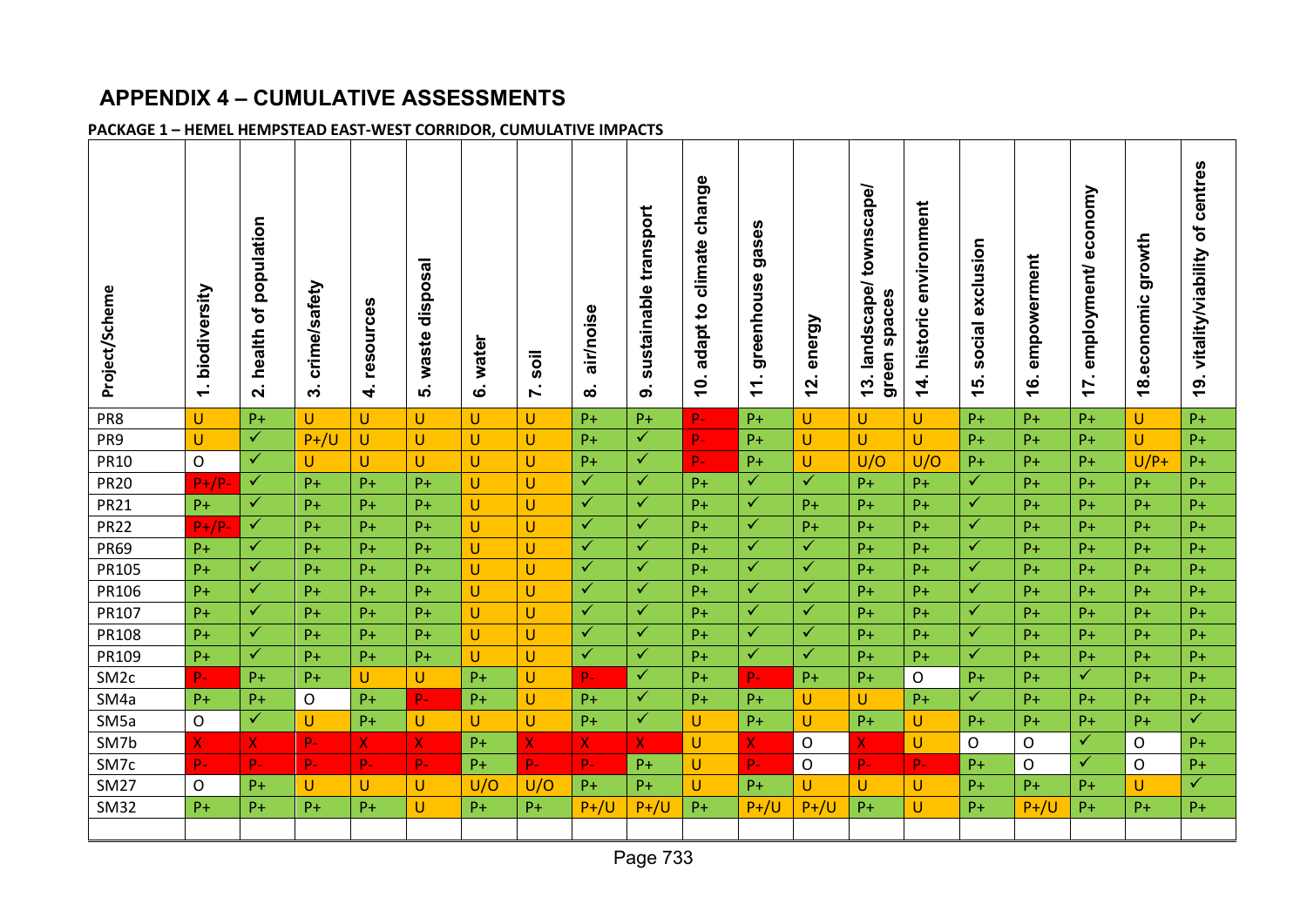# APPENDIX 4 – CUMULATIVE ASSESSMENTS

**PACKAGE 1 – HEMEL HEMPSTEAD EAST-WEST CORRIDOR, CUMULATIVE IMPACTS**

| Project/Scheme | 1. biodiversity | 2. health of population | 3. crime/safety | 4. resources | 5. waste disposal | 6. water | 7. soil | 8. air/noise | 9. sustainable transport | 10. adapt to climate change | 11. greenhouse gases | 12. energy | 13. landscape/ townscape/ green spaces | 14. historic environment | 15. social exclusion | 16. empowerment | 17. employment/ economy | 18.economic growth | 19. vitality/viability of centres |
|---|---|---|---|---|---|---|---|---|---|---|---|---|---|---|---|---|---|---|---|
| PR8 | U | P+ | U | U | U | U | U | P+ | P+ | P- | P+ | U | U | U | P+ | P+ | P+ | U | P+ |
| PR9 | U | ✓ | P+/U | U | U | U | U | P+ | ✓ | P- | P+ | U | U | U | P+ | P+ | P+ | U | P+ |
| PR10 | O | ✓ | U | U | U | U | U | P+ | ✓ | P- | P+ | U | U/O | U/O | P+ | P+ | P+ | U/P+ | P+ |
| PR20 | P+/P- | ✓ | P+ | P+ | P+ | U | U | ✓ | ✓ | P+ | ✓ | ✓ | P+ | P+ | ✓ | P+ | P+ | P+ | P+ |
| PR21 | P+ | ✓ | P+ | P+ | P+ | U | U | ✓ | ✓ | P+ | ✓ | P+ | P+ | P+ | ✓ | P+ | P+ | P+ | P+ |
| PR22 | P+/P- | ✓ | P+ | P+ | P+ | U | U | ✓ | ✓ | P+ | ✓ | P+ | P+ | P+ | ✓ | P+ | P+ | P+ | P+ |
| PR69 | P+ | ✓ | P+ | P+ | P+ | U | U | ✓ | ✓ | P+ | ✓ | ✓ | P+ | P+ | ✓ | P+ | P+ | P+ | P+ |
| PR105 | P+ | ✓ | P+ | P+ | P+ | U | U | ✓ | ✓ | P+ | ✓ | ✓ | P+ | P+ | ✓ | P+ | P+ | P+ | P+ |
| PR106 | P+ | ✓ | P+ | P+ | P+ | U | U | ✓ | ✓ | P+ | ✓ | ✓ | P+ | P+ | ✓ | P+ | P+ | P+ | P+ |
| PR107 | P+ | ✓ | P+ | P+ | P+ | U | U | ✓ | ✓ | P+ | ✓ | ✓ | P+ | P+ | ✓ | P+ | P+ | P+ | P+ |
| PR108 | P+ | ✓ | P+ | P+ | P+ | U | U | ✓ | ✓ | P+ | ✓ | ✓ | P+ | P+ | ✓ | P+ | P+ | P+ | P+ |
| PR109 | P+ | ✓ | P+ | P+ | P+ | U | U | ✓ | ✓ | P+ | ✓ | ✓ | P+ | P+ | ✓ | P+ | P+ | P+ | P+ |
| SM2c | P- | P+ | P+ | U | U | P+ | U | P- | ✓ | P+ | P- | P+ | P+ | O | P+ | P+ | ✓ | P+ | P+ |
| SM4a | P+ | P+ | O | P+ | P- | P+ | U | P+ | ✓ | P+ | P+ | U | U | P+ | ✓ | P+ | P+ | P+ | P+ |
| SM5a | O | ✓ | U | P+ | U | U | U | P+ | ✓ | U | P+ | U | P+ | U | P+ | P+ | P+ | P+ | ✓ |
| SM7b | X | X | P- | X | X | P+ | X | X | X | U | X | O | X | U | O | O | ✓ | O | P+ |
| SM7c | P- | P- | P- | P- | P- | P+ | P- | P- | P+ | U | P- | O | P- | P- | P+ | O | ✓ | O | P+ |
| SM27 | O | P+ | U | U | U | U/O | U/O | P+ | P+ | U | P+ | U | U | U | P+ | P+ | P+ | U | ✓ |
| SM32 | P+ | P+ | P+ | P+ | U | P+ | P+ | P+/U | P+/U | P+ | P+/U | P+/U | P+ | U | P+ | P+/U | P+ | P+ | P+ |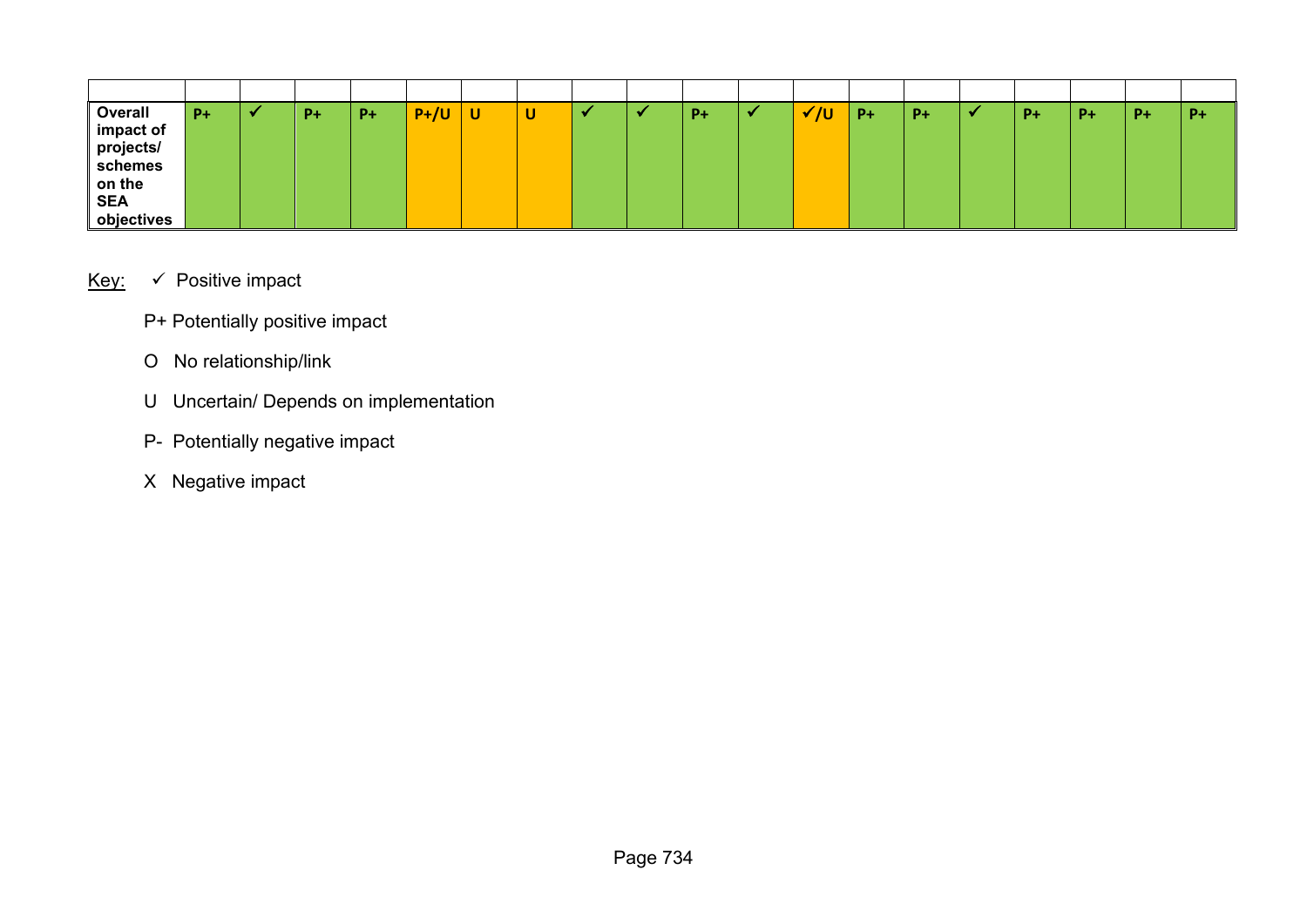| | | | | | | | | | | | | | | | | | | | |
|---|---|---|---|---|---|---|---|---|---|---|---|---|---|---|---|---|---|---|---|
| **Overall impact of projects/ schemes on the SEA objectives** | P+ | ✓ | P+ | P+ | P+/U | U | U | ✓ | ✓ | P+ | ✓ | ✓/U | P+ | P+ | ✓ | P+ | P+ | P+ | P+ |

Key:

- ✓ Positive impact
- P+ Potentially positive impact
- O No relationship/link
- U Uncertain/ Depends on implementation
- P- Potentially negative impact
- X Negative impact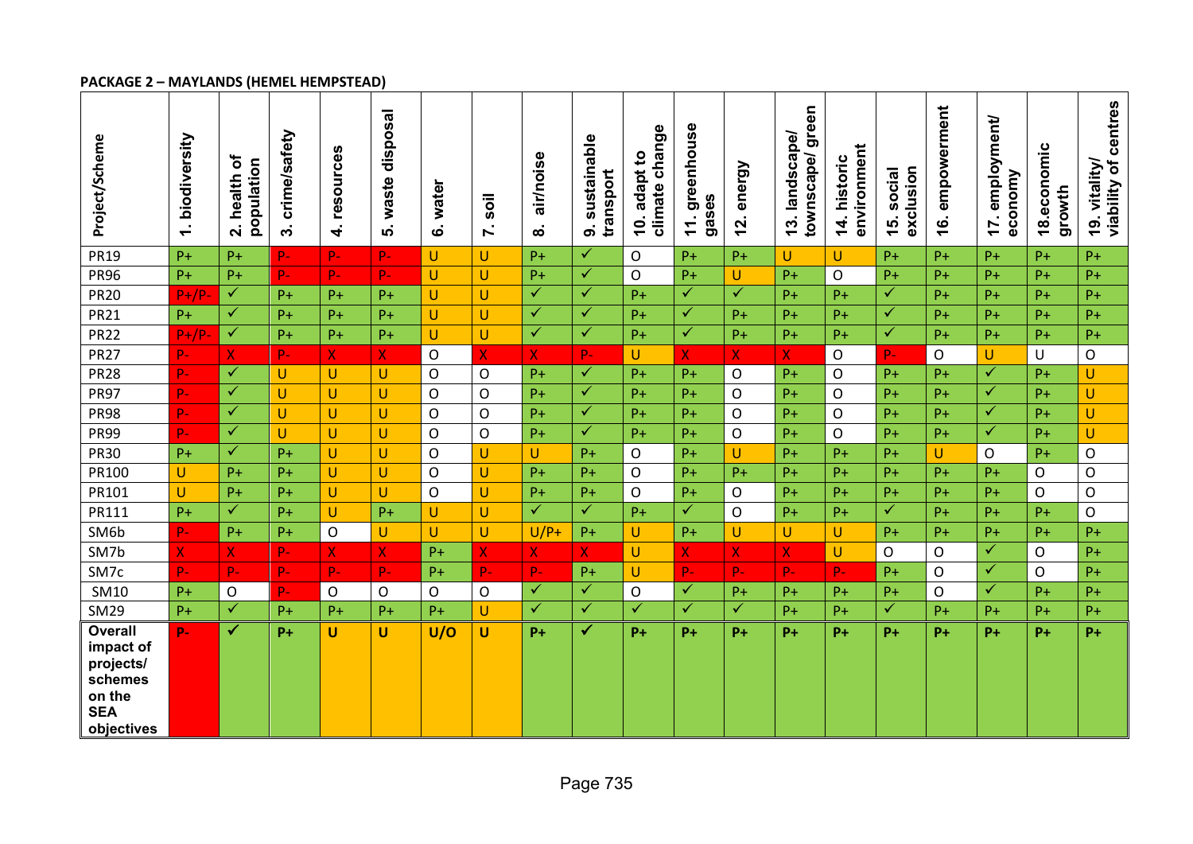**PACKAGE 2 – MAYLANDS (HEMEL HEMPSTEAD)**

| Project/Scheme | 1. biodiversity | 2. health of population | 3. crime/safety | 4. resources | 5. waste disposal | 6. water | 7. soil | 8. air/noise | 9. sustainable transport | 10. adapt to climate change | 11. greenhouse gases | 12. energy | 13. landscape/ townscape/ green | 14. historic environment | 15. social exclusion | 16. empowerment | 17. employment/ economy | 18.economic growth | 19. vitality/ viability of centres |
|---|---|---|---|---|---|---|---|---|---|---|---|---|---|---|---|---|---|---|---|
| PR19 | P+ | P+ | P- | P- | P- | U | U | P+ | ✓ | O | P+ | P+ | U | U | P+ | P+ | P+ | P+ | P+ |
| PR96 | P+ | P+ | P- | P- | P- | U | U | P+ | ✓ | O | P+ | U | P+ | O | P+ | P+ | P+ | P+ | P+ |
| PR20 | P+/P- | ✓ | P+ | P+ | P+ | U | U | ✓ | ✓ | P+ | ✓ | ✓ | P+ | P+ | ✓ | P+ | P+ | P+ | P+ |
| PR21 | P+ | ✓ | P+ | P+ | P+ | U | U | ✓ | ✓ | P+ | ✓ | P+ | P+ | P+ | ✓ | P+ | P+ | P+ | P+ |
| PR22 | P+/P- | ✓ | P+ | P+ | P+ | U | U | ✓ | ✓ | P+ | ✓ | P+ | P+ | P+ | ✓ | P+ | P+ | P+ | P+ |
| PR27 | P- | X | P- | X | X | O | X | X | P- | U | X | X | X | O | P- | O | U | U | O |
| PR28 | P- | ✓ | U | U | U | O | O | P+ | ✓ | P+ | P+ | O | P+ | O | P+ | P+ | ✓ | P+ | U |
| PR97 | P- | ✓ | U | U | U | O | O | P+ | ✓ | P+ | P+ | O | P+ | O | P+ | P+ | ✓ | P+ | U |
| PR98 | P- | ✓ | U | U | U | O | O | P+ | ✓ | P+ | P+ | O | P+ | O | P+ | P+ | ✓ | P+ | U |
| PR99 | P- | ✓ | U | U | U | O | O | P+ | ✓ | P+ | P+ | O | P+ | O | P+ | P+ | ✓ | P+ | U |
| PR30 | P+ | ✓ | P+ | U | U | O | U | U | P+ | O | P+ | U | P+ | P+ | P+ | U | O | P+ | O |
| PR100 | U | P+ | P+ | U | U | O | U | P+ | P+ | O | P+ | P+ | P+ | P+ | P+ | P+ | P+ | O | O |
| PR101 | U | P+ | P+ | U | U | O | U | P+ | P+ | O | P+ | O | P+ | P+ | P+ | P+ | P+ | O | O |
| PR111 | P+ | ✓ | P+ | U | P+ | U | U | ✓ | ✓ | P+ | ✓ | O | P+ | P+ | ✓ | P+ | P+ | P+ | O |
| SM6b | P- | P+ | P+ | O | U | U | U | U/P+ | P+ | U | P+ | U | U | U | P+ | P+ | P+ | P+ | P+ |
| SM7b | X | X | P- | X | X | P+ | X | X | X | U | X | X | X | U | O | O | ✓ | O | P+ |
| SM7c | P- | P- | P- | P- | P- | P+ | P- | P- | P+ | U | P- | P- | P- | P- | P+ | O | ✓ | O | P+ |
| SM10 | P+ | O | P- | O | O | O | O | ✓ | ✓ | O | ✓ | P+ | P+ | P+ | P+ | O | ✓ | P+ | P+ |
| SM29 | P+ | ✓ | P+ | P+ | P+ | P+ | U | ✓ | ✓ | ✓ | ✓ | ✓ | P+ | P+ | ✓ | P+ | P+ | P+ | P+ |
| **Overall impact of projects/ schemes on the SEA objectives** | **P-** | **✓** | **P+** | **U** | **U** | **U/O** | **U** | **P+** | **✓** | **P+** | **P+** | **P+** | **P+** | **P+** | **P+** | **P+** | **P+** | **P+** | **P+** |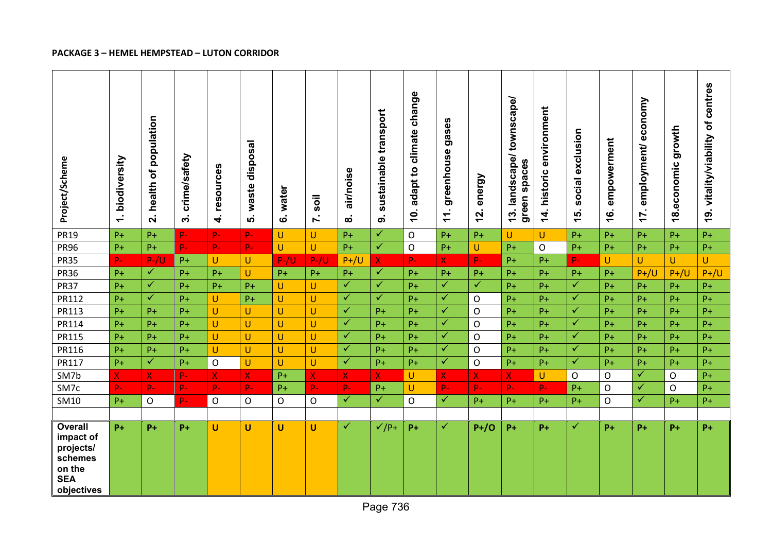**PACKAGE 3 – HEMEL HEMPSTEAD – LUTON CORRIDOR**

| Project/Scheme | 1. biodiversity | 2. health of population | 3. crime/safety | 4. resources | 5. waste disposal | 6. water | 7. soil | 8. air/noise | 9. sustainable transport | 10. adapt to climate change | 11. greenhouse gases | 12. energy | 13. landscape/ townscape/ green spaces | 14. historic environment | 15. social exclusion | 16. empowerment | 17. employment/ economy | 18.economic growth | 19. vitality/viability of centres |
|---|---|---|---|---|---|---|---|---|---|---|---|---|---|---|---|---|---|---|---|
| PR19 | P+ | P+ | P- | P- | P- | U | U | P+ | ✓ | O | P+ | P+ | U | U | P+ | P+ | P+ | P+ | P+ |
| PR96 | P+ | P+ | P- | P- | P- | U | U | P+ | ✓ | O | P+ | U | P+ | O | P+ | P+ | P+ | P+ | P+ |
| PR35 | P- | P-/U | P+ | U | U | P-/U | P-/U | P+/U | X | P- | X | P- | P+ | P+ | P- | U | U | U | U |
| PR36 | P+ | ✓ | P+ | P+ | U | P+ | P+ | P+ | ✓ | P+ | P+ | P+ | P+ | P+ | P+ | P+ | P+/U | P+/U | P+/U |
| PR37 | P+ | ✓ | P+ | P+ | P+ | U | U | ✓ | ✓ | P+ | ✓ | ✓ | P+ | P+ | ✓ | P+ | P+ | P+ | P+ |
| PR112 | P+ | ✓ | P+ | U | P+ | U | U | ✓ | ✓ | P+ | ✓ | O | P+ | P+ | ✓ | P+ | P+ | P+ | P+ |
| PR113 | P+ | P+ | P+ | U | U | U | U | ✓ | P+ | P+ | ✓ | O | P+ | P+ | ✓ | P+ | P+ | P+ | P+ |
| PR114 | P+ | P+ | P+ | U | U | U | U | ✓ | P+ | P+ | ✓ | O | P+ | P+ | ✓ | P+ | P+ | P+ | P+ |
| PR115 | P+ | P+ | P+ | U | U | U | U | ✓ | P+ | P+ | ✓ | O | P+ | P+ | ✓ | P+ | P+ | P+ | P+ |
| PR116 | P+ | P+ | P+ | U | U | U | U | ✓ | P+ | P+ | ✓ | O | P+ | P+ | ✓ | P+ | P+ | P+ | P+ |
| PR117 | P+ | ✓ | P+ | O | U | U | U | ✓ | P+ | P+ | ✓ | O | P+ | P+ | ✓ | P+ | P+ | P+ | P+ |
| SM7b | X | X | P- | X | X | P+ | X | X | X | U | X | X | X | U | O | O | ✓ | O | P+ |
| SM7c | P- | P- | P- | P- | P- | P+ | P- | P- | P+ | U | P- | P- | P- | P- | P+ | O | ✓ | O | P+ |
| SM10 | P+ | O | P- | O | O | O | O | ✓ | ✓ | O | ✓ | P+ | P+ | P+ | P+ | O | ✓ | P+ | P+ |
| | | | | | | | | | | | | | | | | | | | |
| **Overall impact of projects/ schemes on the SEA objectives** | **P+** | **P+** | **P+** | **U** | **U** | **U** | **U** | ✓ | ✓/P+ | **P+** | ✓ | **P+/O** | **P+** | **P+** | ✓ | **P+** | **P+** | **P+** | **P+** |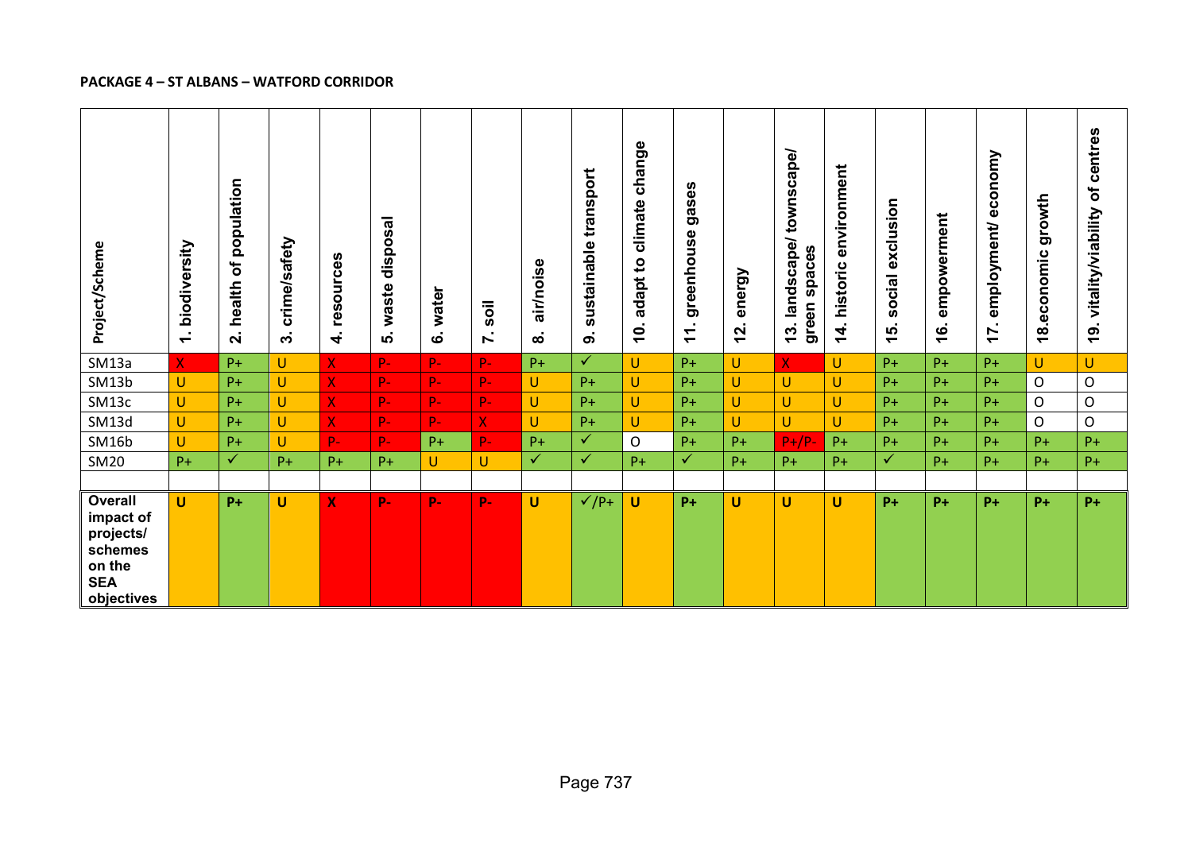**PACKAGE 4 – ST ALBANS – WATFORD CORRIDOR**

| Project/Scheme | 1. biodiversity | 2. health of population | 3. crime/safety | 4. resources | 5. waste disposal | 6. water | 7. soil | 8. air/noise | 9. sustainable transport | 10. adapt to climate change | 11. greenhouse gases | 12. energy | 13. landscape/ townscape/ green spaces | 14. historic environment | 15. social exclusion | 16. empowerment | 17. employment/ economy | 18.economic growth | 19. vitality/viability of centres |
|---|---|---|---|---|---|---|---|---|---|---|---|---|---|---|---|---|---|---|---|
| SM13a | X | P+ | U | X | P- | P- | P- | P+ | ✓ | U | P+ | U | X | U | P+ | P+ | P+ | U | U |
| SM13b | U | P+ | U | X | P- | P- | P- | U | P+ | U | P+ | U | U | U | P+ | P+ | P+ | O | O |
| SM13c | U | P+ | U | X | P- | P- | P- | U | P+ | U | P+ | U | U | U | P+ | P+ | P+ | O | O |
| SM13d | U | P+ | U | X | P- | P- | X | U | P+ | U | P+ | U | U | U | P+ | P+ | P+ | O | O |
| SM16b | U | P+ | U | P- | P- | P+ | P- | P+ | ✓ | O | P+ | P+ | P+/P- | P+ | P+ | P+ | P+ | P+ | P+ |
| SM20 | P+ | ✓ | P+ | P+ | P+ | U | U | ✓ | ✓ | P+ | ✓ | P+ | P+ | P+ | ✓ | P+ | P+ | P+ | P+ |
| | | | | | | | | | | | | | | | | | | | |
| **Overall impact of projects/ schemes on the SEA objectives** | **U** | **P+** | **U** | **X** | **P-** | **P-** | **P-** | **U** | **✓/P+** | **U** | **P+** | **U** | **U** | **U** | **P+** | **P+** | **P+** | **P+** | **P+** |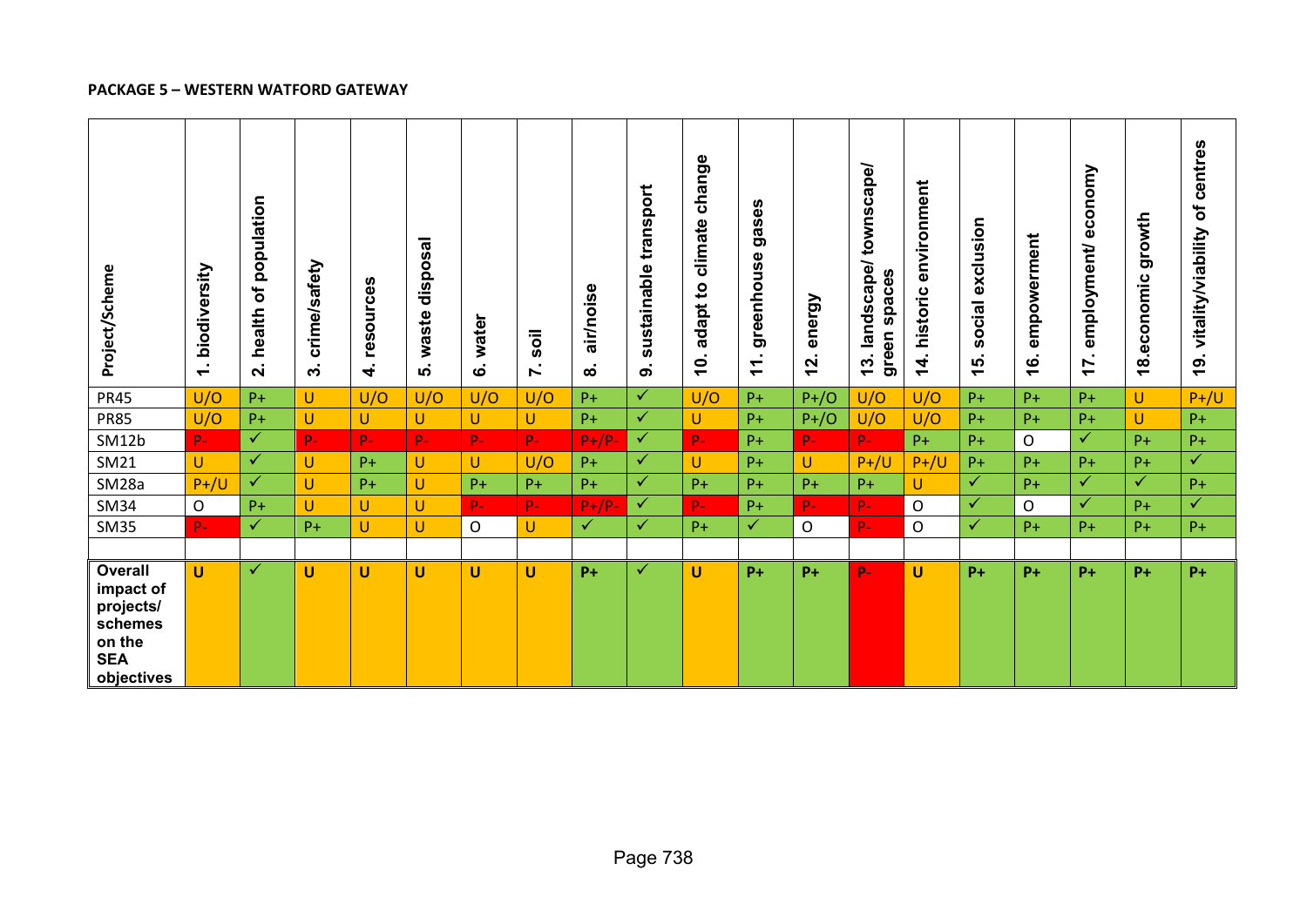**PACKAGE 5 – WESTERN WATFORD GATEWAY**

| Project/Scheme | 1. biodiversity | 2. health of population | 3. crime/safety | 4. resources | 5. waste disposal | 6. water | 7. soil | 8. air/noise | 9. sustainable transport | 10. adapt to climate change | 11. greenhouse gases | 12. energy | 13. landscape/ townscape/ green spaces | 14. historic environment | 15. social exclusion | 16. empowerment | 17. employment/ economy | 18.economic growth | 19. vitality/viability of centres |
|---|---|---|---|---|---|---|---|---|---|---|---|---|---|---|---|---|---|---|---|
| PR45 | U/O | P+ | U | U/O | U/O | U/O | U/O | P+ | ✓ | U/O | P+ | P+/O | U/O | U/O | P+ | P+ | P+ | U | P+/U |
| PR85 | U/O | P+ | U | U | U | U | U | P+ | ✓ | U | P+ | P+/O | U/O | U/O | P+ | P+ | P+ | U | P+ |
| SM12b | P- | ✓ | P- | P- | P- | P- | P- | P+/P- | ✓ | P- | P+ | P- | P- | P+ | P+ | O | ✓ | P+ | P+ |
| SM21 | U | ✓ | U | P+ | U | U | U/O | P+ | ✓ | U | P+ | U | P+/U | P+/U | P+ | P+ | P+ | P+ | ✓ |
| SM28a | P+/U | ✓ | U | P+ | U | P+ | P+ | P+ | ✓ | P+ | P+ | P+ | P+ | U | ✓ | P+ | ✓ | ✓ | P+ |
| SM34 | O | P+ | U | U | U | P- | P- | P+/P- | ✓ | P- | P+ | P- | P- | O | ✓ | O | ✓ | P+ | ✓ |
| SM35 | P- | ✓ | P+ | U | U | O | U | ✓ | ✓ | P+ | ✓ | O | P- | O | ✓ | P+ | P+ | P+ | P+ |
| | | | | | | | | | | | | | | | | | | | |
| **Overall impact of projects/ schemes on the SEA objectives** | **U** | ✓ | **U** | **U** | **U** | **U** | **U** | **P+** | ✓ | **U** | **P+** | **P+** | **P-** | **U** | **P+** | **P+** | **P+** | **P+** | **P+** |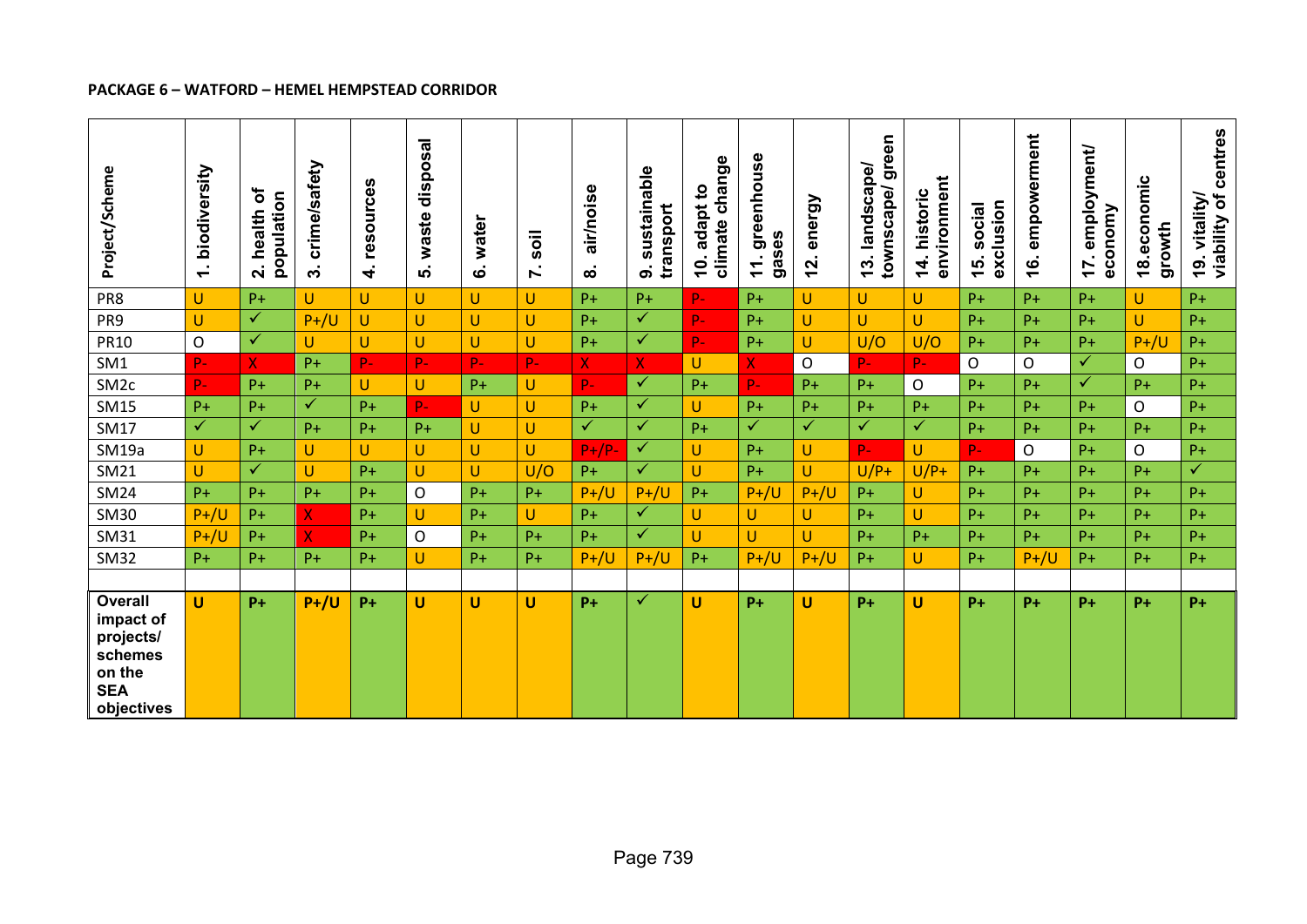**PACKAGE 6 – WATFORD – HEMEL HEMPSTEAD CORRIDOR**

| Project/Scheme | 1. biodiversity | 2. health of population | 3. crime/safety | 4. resources | 5. waste disposal | 6. water | 7. soil | 8. air/noise | 9. sustainable transport | 10. adapt to climate change | 11. greenhouse gases | 12. energy | 13. landscape/ townscape/ green | 14. historic environment | 15. social exclusion | 16. empowerment | 17. employment/ economy | 18.economic growth | 19. vitality/ viability of centres |
|---|---|---|---|---|---|---|---|---|---|---|---|---|---|---|---|---|---|---|---|
| PR8 | U | P+ | U | U | U | U | U | P+ | P+ | P- | P+ | U | U | U | P+ | P+ | P+ | U | P+ |
| PR9 | U | ✓ | P+/U | U | U | U | U | P+ | ✓ | P- | P+ | U | U | U | P+ | P+ | P+ | U | P+ |
| PR10 | O | ✓ | U | U | U | U | U | P+ | ✓ | P- | P+ | U | U/O | U/O | P+ | P+ | P+ | P+/U | P+ |
| SM1 | P- | X | P+ | P- | P- | P- | P- | X | X | U | X | O | P- | P- | O | O | ✓ | O | P+ |
| SM2c | P- | P+ | P+ | U | U | P+ | U | P- | ✓ | P+ | P- | P+ | P+ | O | P+ | P+ | ✓ | P+ | P+ |
| SM15 | P+ | P+ | ✓ | P+ | P- | U | U | P+ | ✓ | U | P+ | P+ | P+ | P+ | P+ | P+ | P+ | O | P+ |
| SM17 | ✓ | ✓ | P+ | P+ | P+ | U | U | ✓ | ✓ | P+ | ✓ | ✓ | ✓ | ✓ | P+ | P+ | P+ | P+ | P+ |
| SM19a | U | P+ | U | U | U | U | U | P+/P- | ✓ | U | P+ | U | P- | U | P- | O | P+ | O | P+ |
| SM21 | U | ✓ | U | P+ | U | U | U/O | P+ | ✓ | U | P+ | U | U/P+ | U/P+ | P+ | P+ | P+ | P+ | ✓ |
| SM24 | P+ | P+ | P+ | P+ | O | P+ | P+ | P+/U | P+/U | P+ | P+/U | P+/U | P+ | U | P+ | P+ | P+ | P+ | P+ |
| SM30 | P+/U | P+ | X | P+ | U | P+ | U | P+ | ✓ | U | U | U | P+ | U | P+ | P+ | P+ | P+ | P+ |
| SM31 | P+/U | P+ | X | P+ | O | P+ | P+ | P+ | ✓ | U | U | U | P+ | P+ | P+ | P+ | P+ | P+ | P+ |
| SM32 | P+ | P+ | P+ | P+ | U | P+ | P+ | P+/U | P+/U | P+ | P+/U | P+/U | P+ | U | P+ | P+/U | P+ | P+ | P+ |
| | | | | | | | | | | | | | | | | | | | |
| **Overall impact of projects/ schemes on the SEA objectives** | **U** | **P+** | **P+/U** | **P+** | **U** | **U** | **U** | **P+** | ✓ | **U** | **P+** | **U** | **P+** | **U** | **P+** | **P+** | **P+** | **P+** | **P+** |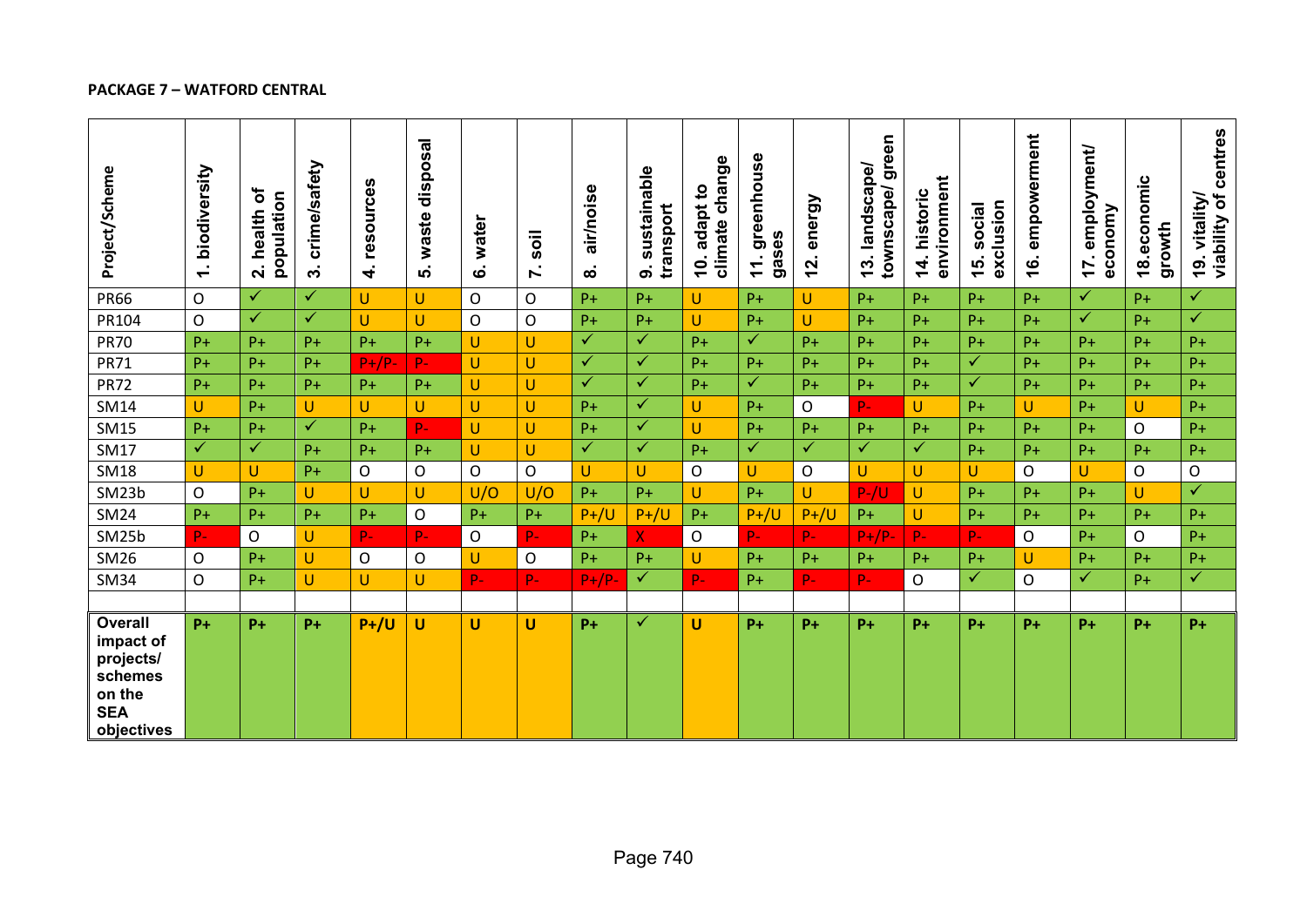**PACKAGE 7 – WATFORD CENTRAL**

| Project/Scheme | 1. biodiversity | 2. health of population | 3. crime/safety | 4. resources | 5. waste disposal | 6. water | 7. soil | 8. air/noise | 9. sustainable transport | 10. adapt to climate change | 11. greenhouse gases | 12. energy | 13. landscape/ townscape/ green | 14. historic environment | 15. social exclusion | 16. empowerment | 17. employment/ economy | 18.economic growth | 19. vitality/ viability of centres |
|---|---|---|---|---|---|---|---|---|---|---|---|---|---|---|---|---|---|---|---|
| PR66 | O | ✓ | ✓ | U | U | O | O | P+ | P+ | U | P+ | U | P+ | P+ | P+ | P+ | ✓ | P+ | ✓ |
| PR104 | O | ✓ | ✓ | U | U | O | O | P+ | P+ | U | P+ | U | P+ | P+ | P+ | P+ | ✓ | P+ | ✓ |
| PR70 | P+ | P+ | P+ | P+ | P+ | U | U | ✓ | ✓ | P+ | ✓ | P+ | P+ | P+ | P+ | P+ | P+ | P+ | P+ |
| PR71 | P+ | P+ | P+ | P+/P- | P- | U | U | ✓ | ✓ | P+ | P+ | P+ | P+ | P+ | ✓ | P+ | P+ | P+ | P+ |
| PR72 | P+ | P+ | P+ | P+ | P+ | U | U | ✓ | ✓ | P+ | ✓ | P+ | P+ | P+ | ✓ | P+ | P+ | P+ | P+ |
| SM14 | U | P+ | U | U | U | U | U | P+ | ✓ | U | P+ | O | P- | U | P+ | U | P+ | U | P+ |
| SM15 | P+ | P+ | ✓ | P+ | P- | U | U | P+ | ✓ | U | P+ | P+ | P+ | P+ | P+ | P+ | P+ | O | P+ |
| SM17 | ✓ | ✓ | P+ | P+ | P+ | U | U | ✓ | ✓ | P+ | ✓ | ✓ | ✓ | ✓ | P+ | P+ | P+ | P+ | P+ |
| SM18 | U | U | P+ | O | O | O | O | U | U | O | U | O | U | U | U | O | U | O | O |
| SM23b | O | P+ | U | U | U | U/O | U/O | P+ | P+ | U | P+ | U | P-/U | U | P+ | P+ | P+ | U | ✓ |
| SM24 | P+ | P+ | P+ | P+ | O | P+ | P+ | P+/U | P+/U | P+ | P+/U | P+/U | P+ | U | P+ | P+ | P+ | P+ | P+ |
| SM25b | P- | O | U | P- | P- | O | P- | P+ | X | O | P- | P- | P+/P- | P- | P- | O | P+ | O | P+ |
| SM26 | O | P+ | U | O | O | U | O | P+ | P+ | U | P+ | P+ | P+ | P+ | P+ | U | P+ | P+ | P+ |
| SM34 | O | P+ | U | U | U | P- | P- | P+/P- | ✓ | P- | P+ | P- | P- | O | ✓ | O | ✓ | P+ | ✓ |
| | | | | | | | | | | | | | | | | | | | |
| **Overall impact of projects/ schemes on the SEA objectives** | **P+** | **P+** | **P+** | **P+/U** | **U** | **U** | **U** | **P+** | ✓ | **U** | **P+** | **P+** | **P+** | **P+** | **P+** | **P+** | **P+** | **P+** | **P+** |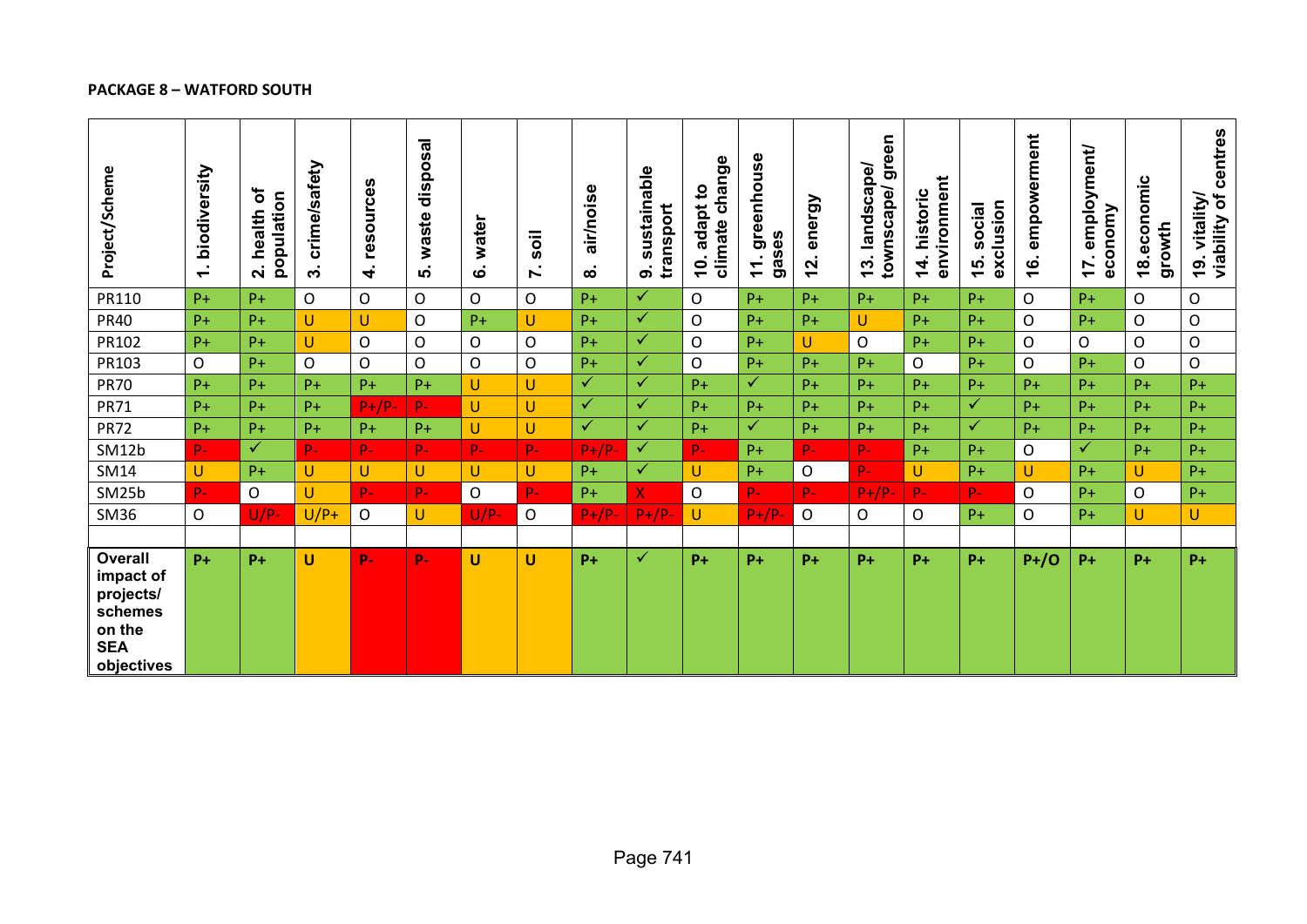**PACKAGE 8 – WATFORD SOUTH**

| Project/Scheme | 1. biodiversity | 2. health of population | 3. crime/safety | 4. resources | 5. waste disposal | 6. water | 7. soil | 8. air/noise | 9. sustainable transport | 10. adapt to climate change | 11. greenhouse gases | 12. energy | 13. landscape/ townscape/ green | 14. historic environment | 15. social exclusion | 16. empowerment | 17. employment/ economy | 18.economic growth | 19. vitality/ viability of centres |
|---|---|---|---|---|---|---|---|---|---|---|---|---|---|---|---|---|---|---|---|
| PR110 | P+ | P+ | O | O | O | O | O | P+ | ✓ | O | P+ | P+ | P+ | P+ | P+ | O | P+ | O | O |
| PR40 | P+ | P+ | U | U | O | P+ | U | P+ | ✓ | O | P+ | P+ | U | P+ | P+ | O | P+ | O | O |
| PR102 | P+ | P+ | U | O | O | O | O | P+ | ✓ | O | P+ | U | O | P+ | P+ | O | O | O | O |
| PR103 | O | P+ | O | O | O | O | O | P+ | ✓ | O | P+ | P+ | P+ | O | P+ | O | P+ | O | O |
| PR70 | P+ | P+ | P+ | P+ | P+ | U | U | ✓ | ✓ | P+ | ✓ | P+ | P+ | P+ | P+ | P+ | P+ | P+ | P+ |
| PR71 | P+ | P+ | P+ | P+/P- | P- | U | U | ✓ | ✓ | P+ | P+ | P+ | P+ | P+ | ✓ | P+ | P+ | P+ | P+ |
| PR72 | P+ | P+ | P+ | P+ | P+ | U | U | ✓ | ✓ | P+ | ✓ | P+ | P+ | P+ | ✓ | P+ | P+ | P+ | P+ |
| SM12b | P- | ✓ | P- | P- | P- | P- | P- | P+/P- | ✓ | P- | P+ | P- | P- | P+ | P+ | O | ✓ | P+ | P+ |
| SM14 | U | P+ | U | U | U | U | U | P+ | ✓ | U | P+ | O | P- | U | P+ | U | P+ | U | P+ |
| SM25b | P- | O | U | P- | P- | O | P- | P+ | X | O | P- | P- | P+/P- | P- | P- | O | P+ | O | P+ |
| SM36 | O | U/P- | U/P+ | O | U | U/P- | O | P+/P- | P+/P- | U | P+/P- | O | O | O | P+ | O | P+ | U | U |
| | | | | | | | | | | | | | | | | | | | |
| **Overall impact of projects/ schemes on the SEA objectives** | **P+** | **P+** | **U** | **P-** | **P-** | **U** | **U** | **P+** | ✓ | **P+** | **P+** | **P+** | **P+** | **P+** | **P+** | **P+/O** | **P+** | **P+** | **P+** |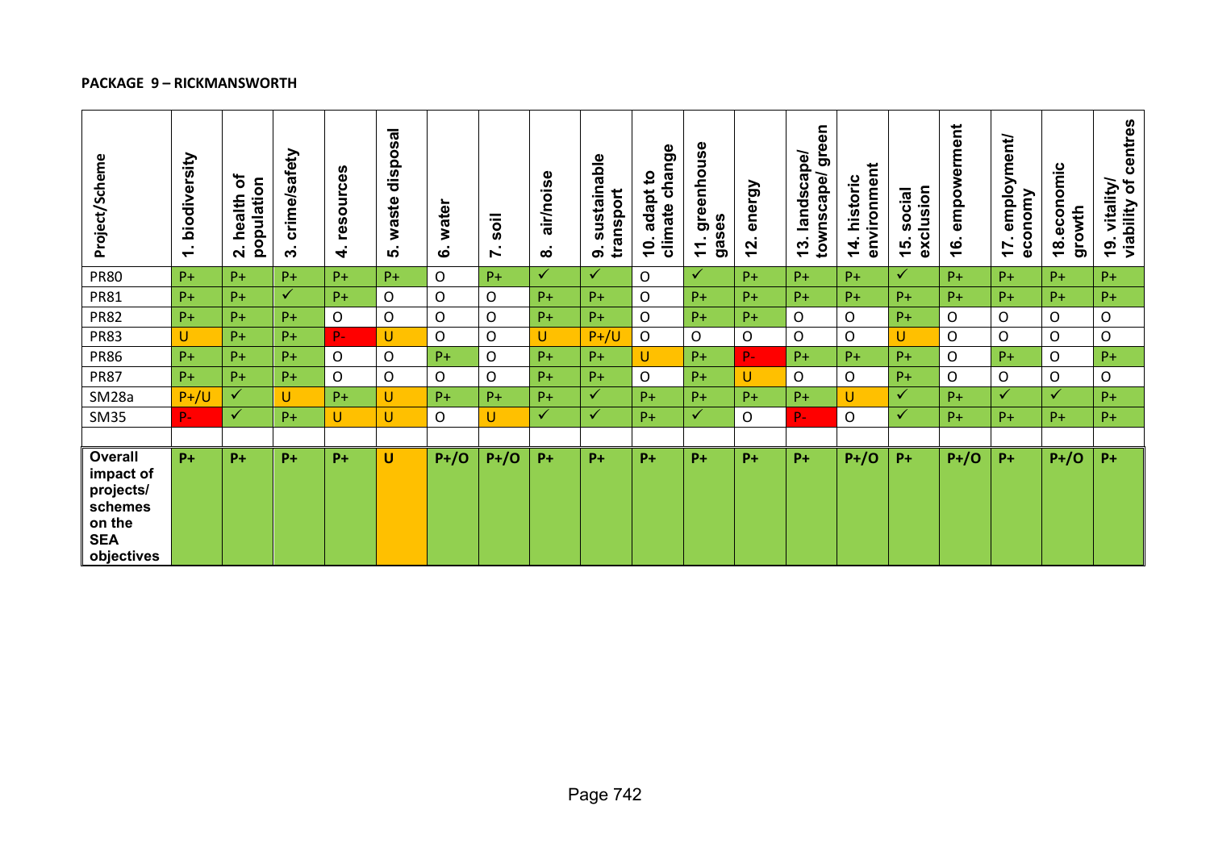**PACKAGE 9 – RICKMANSWORTH**

| Project/Scheme | 1. biodiversity | 2. health of population | 3. crime/safety | 4. resources | 5. waste disposal | 6. water | 7. soil | 8. air/noise | 9. sustainable transport | 10. adapt to climate change | 11. greenhouse gases | 12. energy | 13. landscape/ townscape/ green | 14. historic environment | 15. social exclusion | 16. empowerment | 17. employment/ economy | 18.economic growth | 19. vitality/ viability of centres |
|---|---|---|---|---|---|---|---|---|---|---|---|---|---|---|---|---|---|---|---|
| PR80 | P+ | P+ | P+ | P+ | P+ | O | P+ | ✓ | ✓ | O | ✓ | P+ | P+ | P+ | ✓ | P+ | P+ | P+ | P+ |
| PR81 | P+ | P+ | ✓ | P+ | O | O | O | P+ | P+ | O | P+ | P+ | P+ | P+ | P+ | P+ | P+ | P+ | P+ |
| PR82 | P+ | P+ | P+ | O | O | O | O | P+ | P+ | O | P+ | P+ | O | O | P+ | O | O | O | O |
| PR83 | U | P+ | P+ | P- | U | O | O | U | P+/U | O | O | O | O | O | U | O | O | O | O |
| PR86 | P+ | P+ | P+ | O | O | P+ | O | P+ | P+ | U | P+ | P- | P+ | P+ | P+ | O | P+ | O | P+ |
| PR87 | P+ | P+ | P+ | O | O | O | O | P+ | P+ | O | P+ | U | O | O | P+ | O | O | O | O |
| SM28a | P+/U | ✓ | U | P+ | U | P+ | P+ | P+ | ✓ | P+ | P+ | P+ | P+ | U | ✓ | P+ | ✓ | ✓ | P+ |
| SM35 | P- | ✓ | P+ | U | U | O | U | ✓ | ✓ | P+ | ✓ | O | P- | O | ✓ | P+ | P+ | P+ | P+ |
| | | | | | | | | | | | | | | | | | | | |
| **Overall impact of projects/ schemes on the SEA objectives** | **P+** | **P+** | **P+** | **P+** | **U** | **P+/O** | **P+/O** | **P+** | **P+** | **P+** | **P+** | **P+** | **P+** | **P+/O** | **P+** | **P+/O** | **P+** | **P+/O** | **P+** |